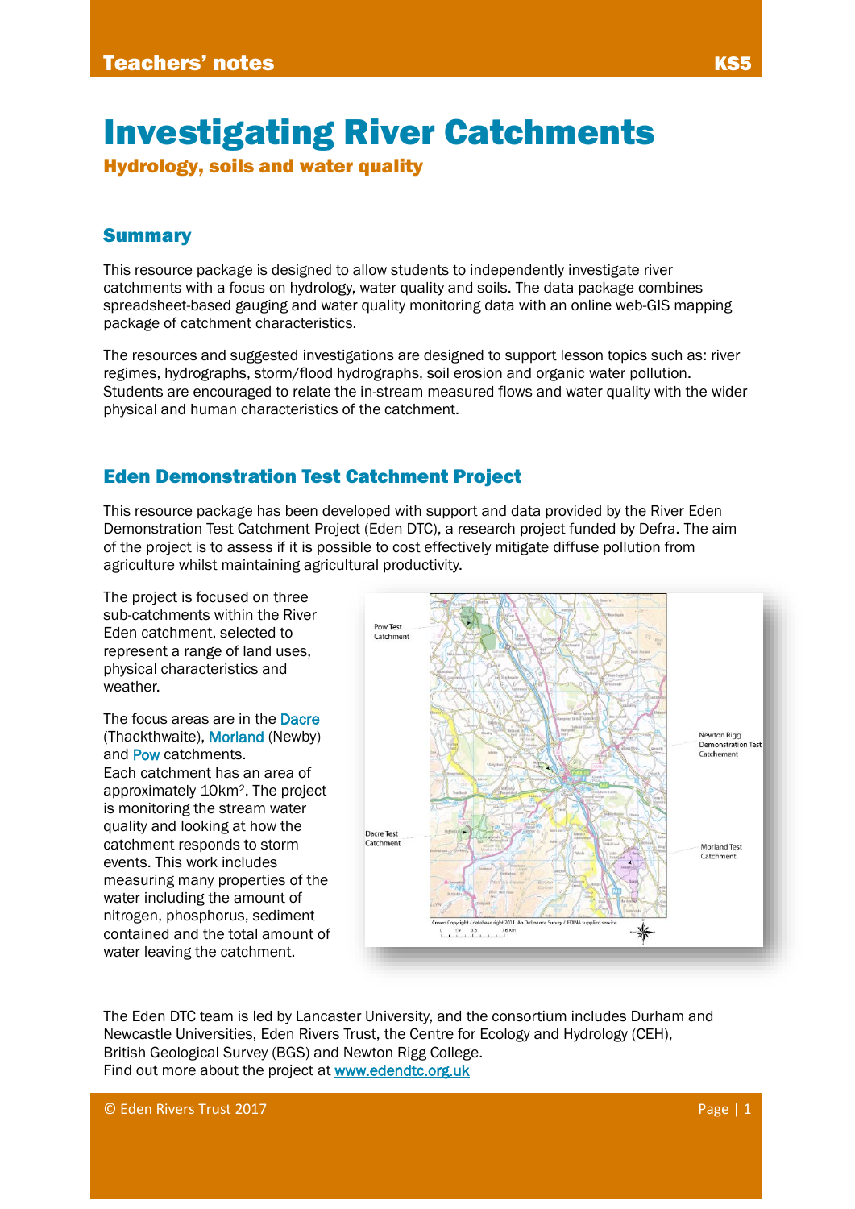# Investigating River Catchments

## Hydrology, soils and water quality

### Summary

This resource package is designed to allow students to independently investigate river catchments with a focus on hydrology, water quality and soils. The data package combines spreadsheet-based gauging and water quality monitoring data with an online web-GIS mapping package of catchment characteristics.

The resources and suggested investigations are designed to support lesson topics such as: river regimes, hydrographs, storm/flood hydrographs, soil erosion and organic water pollution. Students are encouraged to relate the in-stream measured flows and water quality with the wider physical and human characteristics of the catchment.

### Eden Demonstration Test Catchment Project

This resource package has been developed with support and data provided by the River Eden Demonstration Test Catchment Project (Eden DTC), a research project funded by Defra. The aim of the project is to assess if it is possible to cost effectively mitigate diffuse pollution from agriculture whilst maintaining agricultural productivity.

The project is focused on three sub-catchments within the River Eden catchment, selected to represent a range of land uses, physical characteristics and weather.

The focus areas are in the Dacre (Thackthwaite), Morland (Newby) and Pow catchments.
Each catchment has an area of approximately 10km². The project is monitoring the stream water quality and looking at how the catchment responds to storm events. This work includes measuring many properties of the water including the amount of nitrogen, phosphorus, sediment contained and the total amount of water leaving the catchment.

The Eden DTC team is led by Lancaster University, and the consortium includes Durham and Newcastle Universities, Eden Rivers Trust, the Centre for Ecology and Hydrology (CEH), British Geological Survey (BGS) and Newton Rigg College.
Find out more about the project at www.edendtc.org.uk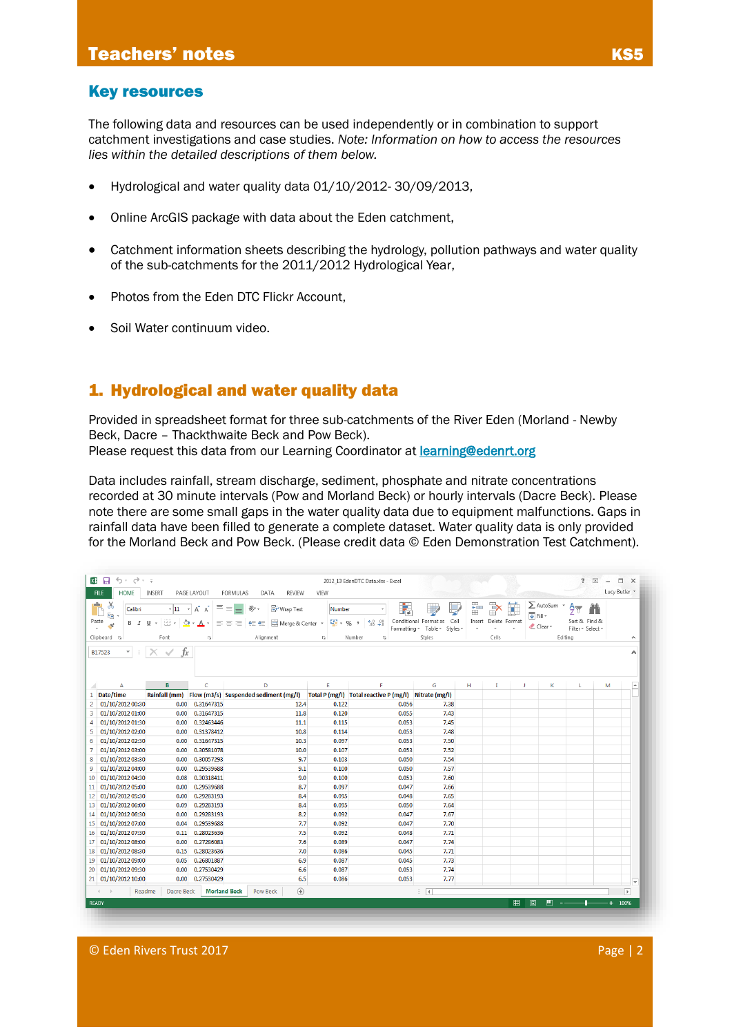## Key resources

The following data and resources can be used independently or in combination to support catchment investigations and case studies. *Note: Information on how to access the resources lies within the detailed descriptions of them below.*

- Hydrological and water quality data 01/10/2012- 30/09/2013,
- Online ArcGIS package with data about the Eden catchment,
- Catchment information sheets describing the hydrology, pollution pathways and water quality of the sub-catchments for the 2011/2012 Hydrological Year,
- Photos from the Eden DTC Flickr Account,
- Soil Water continuum video.

## 1. Hydrological and water quality data

Provided in spreadsheet format for three sub-catchments of the River Eden (Morland - Newby Beck, Dacre – Thackthwaite Beck and Pow Beck).
Please request this data from our Learning Coordinator at learning@edenrt.org

Data includes rainfall, stream discharge, sediment, phosphate and nitrate concentrations recorded at 30 minute intervals (Pow and Morland Beck) or hourly intervals (Dacre Beck). Please note there are some small gaps in the water quality data due to equipment malfunctions. Gaps in rainfall data have been filled to generate a complete dataset. Water quality data is only provided for the Morland Beck and Pow Beck. (Please credit data © Eden Demonstration Test Catchment).

| Date/time | Rainfall (mm) | Flow (m3/s) | Suspended sediment (mg/l) | Total P (mg/l) | Total reactive P (mg/l) | Nitrate (mg/l) |
|---|---|---|---|---|---|---|
| 01/10/2012 00:30 | 0.00 | 0.31647315 | 12.4 | 0.122 | 0.056 | 7.38 |
| 01/10/2012 01:00 | 0.00 | 0.31647315 | 11.8 | 0.120 | 0.055 | 7.43 |
| 01/10/2012 01:30 | 0.00 | 0.32463446 | 11.1 | 0.115 | 0.053 | 7.45 |
| 01/10/2012 02:00 | 0.00 | 0.31378412 | 10.8 | 0.114 | 0.053 | 7.48 |
| 01/10/2012 02:30 | 0.00 | 0.31647315 | 10.3 | 0.097 | 0.053 | 7.50 |
| 01/10/2012 03:00 | 0.00 | 0.30581078 | 10.0 | 0.107 | 0.053 | 7.52 |
| 01/10/2012 03:30 | 0.00 | 0.30057293 | 9.7 | 0.103 | 0.050 | 7.54 |
| 01/10/2012 04:00 | 0.00 | 0.29539688 | 9.1 | 0.100 | 0.050 | 7.57 |
| 01/10/2012 04:30 | 0.08 | 0.30318411 | 9.0 | 0.100 | 0.053 | 7.60 |
| 01/10/2012 05:00 | 0.00 | 0.29539688 | 8.7 | 0.097 | 0.047 | 7.66 |
| 01/10/2012 05:30 | 0.00 | 0.29283193 | 8.4 | 0.095 | 0.048 | 7.65 |
| 01/10/2012 06:00 | 0.09 | 0.29283193 | 8.4 | 0.095 | 0.050 | 7.64 |
| 01/10/2012 06:30 | 0.00 | 0.29283193 | 8.2 | 0.092 | 0.047 | 7.67 |
| 01/10/2012 07:00 | 0.04 | 0.29539688 | 7.7 | 0.092 | 0.047 | 7.70 |
| 01/10/2012 07:30 | 0.11 | 0.28023636 | 7.5 | 0.092 | 0.048 | 7.71 |
| 01/10/2012 08:00 | 0.00 | 0.27286083 | 7.6 | 0.089 | 0.047 | 7.74 |
| 01/10/2012 08:30 | 0.15 | 0.28023636 | 7.0 | 0.086 | 0.045 | 7.71 |
| 01/10/2012 09:00 | 0.05 | 0.26801887 | 6.9 | 0.087 | 0.045 | 7.73 |
| 01/10/2012 09:30 | 0.00 | 0.27530429 | 6.6 | 0.087 | 0.053 | 7.74 |
| 01/10/2012 10:00 | 0.00 | 0.27530429 | 6.5 | 0.086 | 0.053 | 7.77 |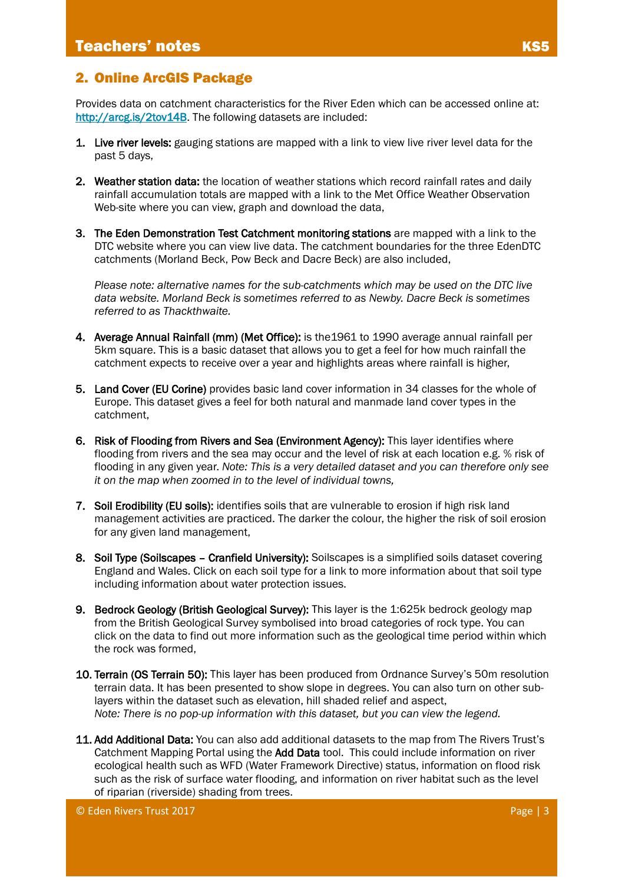## 2. Online ArcGIS Package

Provides data on catchment characteristics for the River Eden which can be accessed online at: [http://arcg.is/2tov14B](http://arcg.is/2tov14B). The following datasets are included:

1. **Live river levels:** gauging stations are mapped with a link to view live river level data for the past 5 days,

2. **Weather station data:** the location of weather stations which record rainfall rates and daily rainfall accumulation totals are mapped with a link to the Met Office Weather Observation Web-site where you can view, graph and download the data,

3. **The Eden Demonstration Test Catchment monitoring stations** are mapped with a link to the DTC website where you can view live data. The catchment boundaries for the three EdenDTC catchments (Morland Beck, Pow Beck and Dacre Beck) are also included,

   *Please note: alternative names for the sub-catchments which may be used on the DTC live data website. Morland Beck is sometimes referred to as Newby. Dacre Beck is sometimes referred to as Thackthwaite.*

4. **Average Annual Rainfall (mm) (Met Office):** is the1961 to 1990 average annual rainfall per 5km square. This is a basic dataset that allows you to get a feel for how much rainfall the catchment expects to receive over a year and highlights areas where rainfall is higher,

5. **Land Cover (EU Corine)** provides basic land cover information in 34 classes for the whole of Europe. This dataset gives a feel for both natural and manmade land cover types in the catchment,

6. **Risk of Flooding from Rivers and Sea (Environment Agency):** This layer identifies where flooding from rivers and the sea may occur and the level of risk at each location e.g. % risk of flooding in any given year. *Note: This is a very detailed dataset and you can therefore only see it on the map when zoomed in to the level of individual towns,*

7. **Soil Erodibility (EU soils):** identifies soils that are vulnerable to erosion if high risk land management activities are practiced. The darker the colour, the higher the risk of soil erosion for any given land management,

8. **Soil Type (Soilscapes – Cranfield University):** Soilscapes is a simplified soils dataset covering England and Wales. Click on each soil type for a link to more information about that soil type including information about water protection issues.

9. **Bedrock Geology (British Geological Survey):** This layer is the 1:625k bedrock geology map from the British Geological Survey symbolised into broad categories of rock type. You can click on the data to find out more information such as the geological time period within which the rock was formed,

10. **Terrain (OS Terrain 50):** This layer has been produced from Ordnance Survey's 50m resolution terrain data. It has been presented to show slope in degrees. You can also turn on other sub-layers within the dataset such as elevation, hill shaded relief and aspect,
    *Note: There is no pop-up information with this dataset, but you can view the legend.*

11. **Add Additional Data:** You can also add additional datasets to the map from The Rivers Trust's Catchment Mapping Portal using the **Add Data** tool. This could include information on river ecological health such as WFD (Water Framework Directive) status, information on flood risk such as the risk of surface water flooding, and information on river habitat such as the level of riparian (riverside) shading from trees.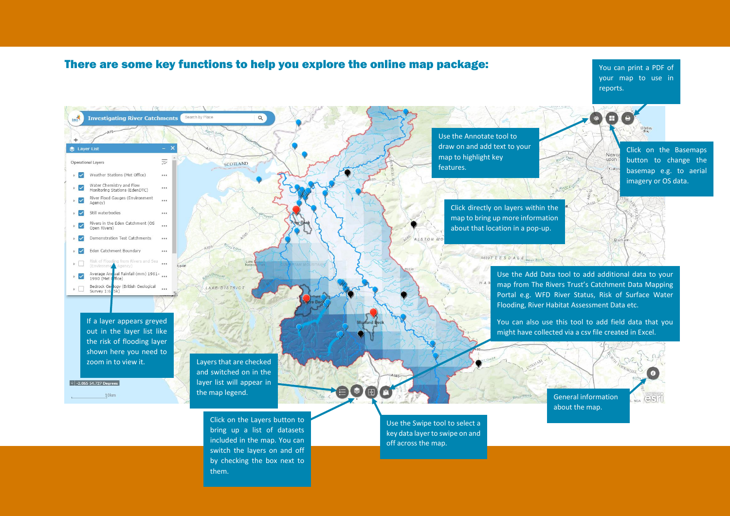## There are some key functions to help you explore the online map package:

You can print a PDF of your map to use in reports.

Use the Annotate tool to draw on and add text to your map to highlight key features.

Click on the Basemaps button to change the basemap e.g. to aerial imagery or OS data.

Click directly on layers within the map to bring up more information about that location in a pop-up.

Use the Add Data tool to add additional data to your map from The Rivers Trust's Catchment Data Mapping Portal e.g. WFD River Status, Risk of Surface Water Flooding, River Habitat Assessment Data etc.

You can also use this tool to add field data that you might have collected via a csv file created in Excel.

If a layer appears greyed out in the layer list like the risk of flooding layer shown here you need to zoom in to view it.

Layers that are checked and switched on in the layer list will appear in the map legend.

Click on the Layers button to bring up a list of datasets included in the map. You can switch the layers on and off by checking the box next to them.

Use the Swipe tool to select a key data layer to swipe on and off across the map.

General information about the map.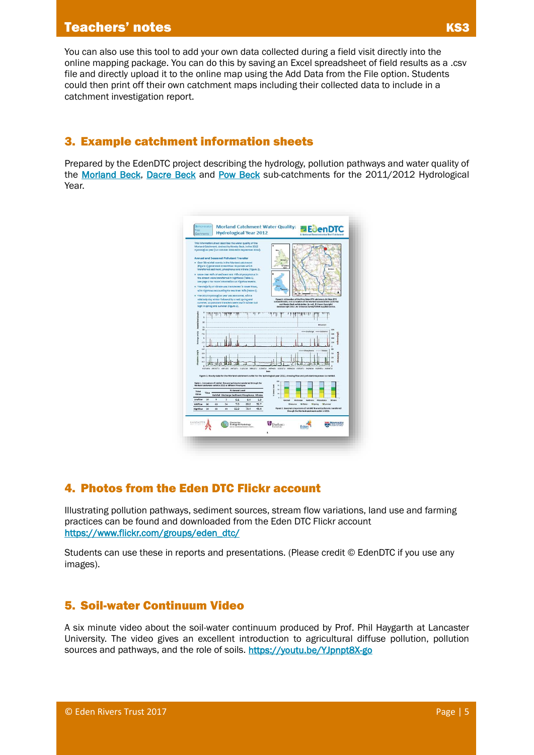You can also use this tool to add your own data collected during a field visit directly into the online mapping package. You can do this by saving an Excel spreadsheet of field results as a .csv file and directly upload it to the online map using the Add Data from the File option. Students could then print off their own catchment maps including their collected data to include in a catchment investigation report.

## 3. Example catchment information sheets

Prepared by the EdenDTC project describing the hydrology, pollution pathways and water quality of the Morland Beck, Dacre Beck and Pow Beck sub-catchments for the 2011/2012 Hydrological Year.

## 4. Photos from the Eden DTC Flickr account

Illustrating pollution pathways, sediment sources, stream flow variations, land use and farming practices can be found and downloaded from the Eden DTC Flickr account https://www.flickr.com/groups/eden_dtc/

Students can use these in reports and presentations. (Please credit © EdenDTC if you use any images).

## 5. Soil-water Continuum Video

A six minute video about the soil-water continuum produced by Prof. Phil Haygarth at Lancaster University. The video gives an excellent introduction to agricultural diffuse pollution, pollution sources and pathways, and the role of soils. https://youtu.be/YJpnpt8X-go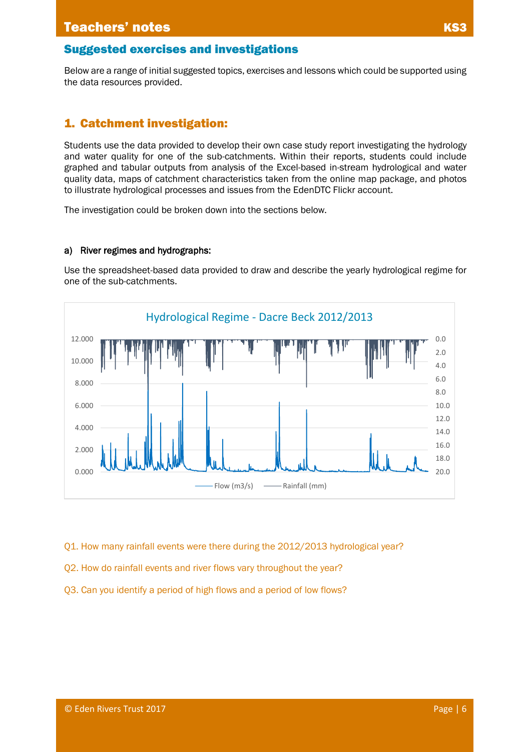## Suggested exercises and investigations

Below are a range of initial suggested topics, exercises and lessons which could be supported using the data resources provided.

## 1. Catchment investigation:

Students use the data provided to develop their own case study report investigating the hydrology and water quality for one of the sub-catchments. Within their reports, students could include graphed and tabular outputs from analysis of the Excel-based in-stream hydrological and water quality data, maps of catchment characteristics taken from the online map package, and photos to illustrate hydrological processes and issues from the EdenDTC Flickr account.

The investigation could be broken down into the sections below.

### a) River regimes and hydrographs:

Use the spreadsheet-based data provided to draw and describe the yearly hydrological regime for one of the sub-catchments.

Hydrological Regime - Dacre Beck 2012/2013

Flow (m3/s) — Rainfall (mm)

Q1. How many rainfall events were there during the 2012/2013 hydrological year?

Q2. How do rainfall events and river flows vary throughout the year?

Q3. Can you identify a period of high flows and a period of low flows?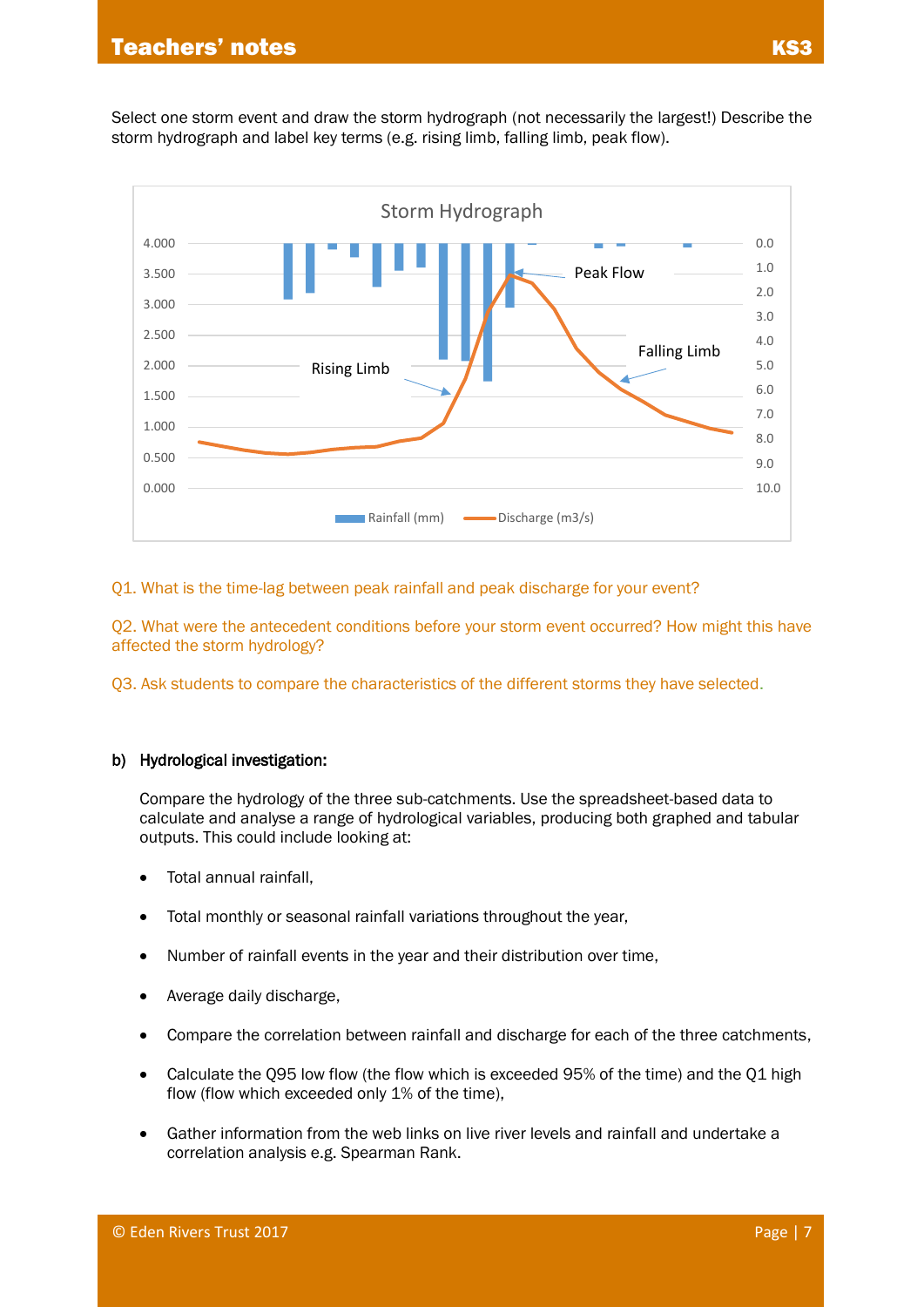Select one storm event and draw the storm hydrograph (not necessarily the largest!) Describe the storm hydrograph and label key terms (e.g. rising limb, falling limb, peak flow).

Q1. What is the time-lag between peak rainfall and peak discharge for your event?

Q2. What were the antecedent conditions before your storm event occurred? How might this have affected the storm hydrology?

Q3. Ask students to compare the characteristics of the different storms they have selected.

**b) Hydrological investigation:**

Compare the hydrology of the three sub-catchments. Use the spreadsheet-based data to calculate and analyse a range of hydrological variables, producing both graphed and tabular outputs. This could include looking at:

- Total annual rainfall,
- Total monthly or seasonal rainfall variations throughout the year,
- Number of rainfall events in the year and their distribution over time,
- Average daily discharge,
- Compare the correlation between rainfall and discharge for each of the three catchments,
- Calculate the Q95 low flow (the flow which is exceeded 95% of the time) and the Q1 high flow (flow which exceeded only 1% of the time),
- Gather information from the web links on live river levels and rainfall and undertake a correlation analysis e.g. Spearman Rank.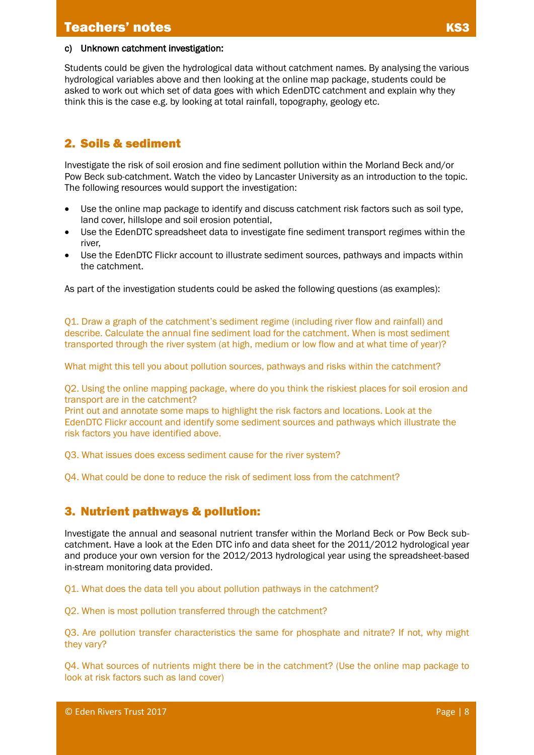c) Unknown catchment investigation:

Students could be given the hydrological data without catchment names. By analysing the various hydrological variables above and then looking at the online map package, students could be asked to work out which set of data goes with which EdenDTC catchment and explain why they think this is the case e.g. by looking at total rainfall, topography, geology etc.

## 2. Soils & sediment

Investigate the risk of soil erosion and fine sediment pollution within the Morland Beck and/or Pow Beck sub-catchment. Watch the video by Lancaster University as an introduction to the topic. The following resources would support the investigation:

- Use the online map package to identify and discuss catchment risk factors such as soil type, land cover, hillslope and soil erosion potential,
- Use the EdenDTC spreadsheet data to investigate fine sediment transport regimes within the river,
- Use the EdenDTC Flickr account to illustrate sediment sources, pathways and impacts within the catchment.

As part of the investigation students could be asked the following questions (as examples):

Q1. Draw a graph of the catchment's sediment regime (including river flow and rainfall) and describe. Calculate the annual fine sediment load for the catchment. When is most sediment transported through the river system (at high, medium or low flow and at what time of year)?

What might this tell you about pollution sources, pathways and risks within the catchment?

Q2. Using the online mapping package, where do you think the riskiest places for soil erosion and transport are in the catchment?
Print out and annotate some maps to highlight the risk factors and locations. Look at the EdenDTC Flickr account and identify some sediment sources and pathways which illustrate the risk factors you have identified above.

Q3. What issues does excess sediment cause for the river system?

Q4. What could be done to reduce the risk of sediment loss from the catchment?

## 3. Nutrient pathways & pollution:

Investigate the annual and seasonal nutrient transfer within the Morland Beck or Pow Beck sub-catchment. Have a look at the Eden DTC info and data sheet for the 2011/2012 hydrological year and produce your own version for the 2012/2013 hydrological year using the spreadsheet-based in-stream monitoring data provided.

Q1. What does the data tell you about pollution pathways in the catchment?

Q2. When is most pollution transferred through the catchment?

Q3. Are pollution transfer characteristics the same for phosphate and nitrate? If not, why might they vary?

Q4. What sources of nutrients might there be in the catchment? (Use the online map package to look at risk factors such as land cover)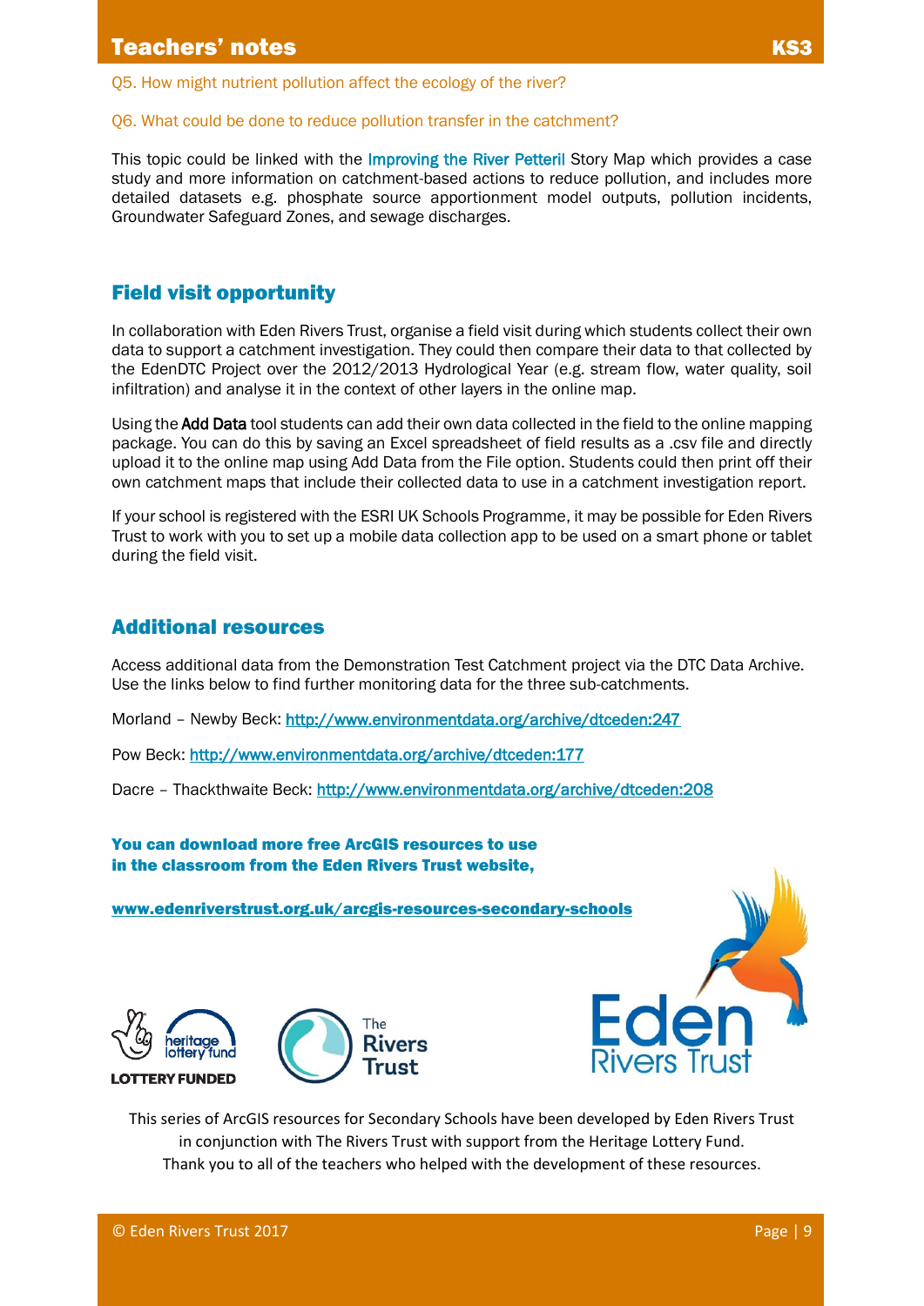Q5. How might nutrient pollution affect the ecology of the river?

Q6. What could be done to reduce pollution transfer in the catchment?

This topic could be linked with the Improving the River Petteril Story Map which provides a case study and more information on catchment-based actions to reduce pollution, and includes more detailed datasets e.g. phosphate source apportionment model outputs, pollution incidents, Groundwater Safeguard Zones, and sewage discharges.

## Field visit opportunity

In collaboration with Eden Rivers Trust, organise a field visit during which students collect their own data to support a catchment investigation. They could then compare their data to that collected by the EdenDTC Project over the 2012/2013 Hydrological Year (e.g. stream flow, water quality, soil infiltration) and analyse it in the context of other layers in the online map.

Using the **Add Data** tool students can add their own data collected in the field to the online mapping package. You can do this by saving an Excel spreadsheet of field results as a .csv file and directly upload it to the online map using Add Data from the File option. Students could then print off their own catchment maps that include their collected data to use in a catchment investigation report.

If your school is registered with the ESRI UK Schools Programme, it may be possible for Eden Rivers Trust to work with you to set up a mobile data collection app to be used on a smart phone or tablet during the field visit.

## Additional resources

Access additional data from the Demonstration Test Catchment project via the DTC Data Archive. Use the links below to find further monitoring data for the three sub-catchments.

Morland – Newby Beck: http://www.environmentdata.org/archive/dtceden:247

Pow Beck: http://www.environmentdata.org/archive/dtceden:177

Dacre – Thackthwaite Beck: http://www.environmentdata.org/archive/dtceden:208

**You can download more free ArcGIS resources to use in the classroom from the Eden Rivers Trust website,**

**www.edenriverstrust.org.uk/arcgis-resources-secondary-schools**

heritage lottery fund

LOTTERY FUNDED

The Rivers Trust

Eden Rivers Trust

This series of ArcGIS resources for Secondary Schools have been developed by Eden Rivers Trust in conjunction with The Rivers Trust with support from the Heritage Lottery Fund.
Thank you to all of the teachers who helped with the development of these resources.

© Eden Rivers Trust 2017